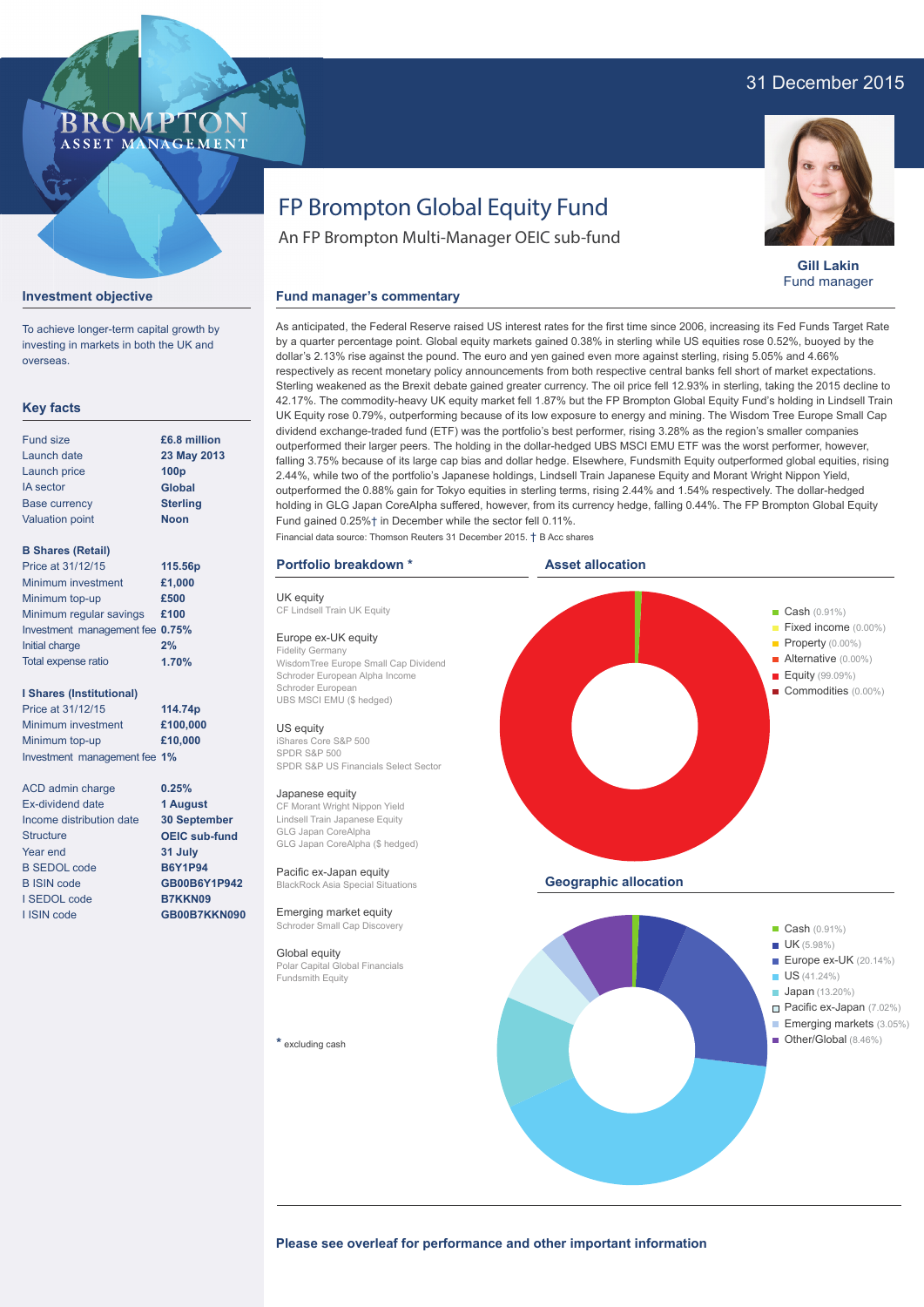BROMPTON ASSET MANAGEMENT

31 December 2015

# FP Brompton Global Equity Fund

An FP Brompton Multi-Manager OEIC sub-fund

**Gill Lakin**
Fund manager

## Investment objective

To achieve longer-term capital growth by investing in markets in both the UK and overseas.

## Key facts

| | |
|---|---|
| Fund size | **£6.8 million** |
| Launch date | **23 May 2013** |
| Launch price | **100p** |
| IA sector | **Global** |
| Base currency | **Sterling** |
| Valuation point | **Noon** |

**B Shares (Retail)**

| | |
|---|---|
| Price at 31/12/15 | **115.56p** |
| Minimum investment | **£1,000** |
| Minimum top-up | **£500** |
| Minimum regular savings | **£100** |
| Investment management fee | **0.75%** |
| Initial charge | **2%** |
| Total expense ratio | **1.70%** |

**I Shares (Institutional)**

| | |
|---|---|
| Price at 31/12/15 | **114.74p** |
| Minimum investment | **£100,000** |
| Minimum top-up | **£10,000** |
| Investment management fee | **1%** |

| | |
|---|---|
| ACD admin charge | **0.25%** |
| Ex-dividend date | **1 August** |
| Income distribution date | **30 September** |
| Structure | **OEIC sub-fund** |
| Year end | **31 July** |
| B SEDOL code | **B6Y1P94** |
| B ISIN code | **GB00B6Y1P942** |
| I SEDOL code | **B7KKN09** |
| I ISIN code | **GB00B7KKN090** |

## Fund manager's commentary

As anticipated, the Federal Reserve raised US interest rates for the first time since 2006, increasing its Fed Funds Target Rate by a quarter percentage point. Global equity markets gained 0.38% in sterling while US equities rose 0.52%, buoyed by the dollar's 2.13% rise against the pound. The euro and yen gained even more against sterling, rising 5.05% and 4.66% respectively as recent monetary policy announcements from both respective central banks fell short of market expectations. Sterling weakened as the Brexit debate gained greater currency. The oil price fell 12.93% in sterling, taking the 2015 decline to 42.17%. The commodity-heavy UK equity market fell 1.87% but the FP Brompton Global Equity Fund's holding in Lindsell Train UK Equity rose 0.79%, outperforming because of its low exposure to energy and mining. The Wisdom Tree Europe Small Cap dividend exchange-traded fund (ETF) was the portfolio's best performer, rising 3.28% as the region's smaller companies outperformed their larger peers. The holding in the dollar-hedged UBS MSCI EMU ETF was the worst performer, however, falling 3.75% because of its large cap bias and dollar hedge. Elsewhere, Fundsmith Equity outperformed global equities, rising 2.44%, while two of the portfolio's Japanese holdings, Lindsell Train Japanese Equity and Morant Wright Nippon Yield, outperformed the 0.88% gain for Tokyo equities in sterling terms, rising 2.44% and 1.54% respectively. The dollar-hedged holding in GLG Japan CoreAlpha suffered, however, from its currency hedge, falling 0.44%. The FP Brompton Global Equity Fund gained 0.25%† in December while the sector fell 0.11%.

Financial data source: Thomson Reuters 31 December 2015. † B Acc shares

## Portfolio breakdown *

**UK equity**
CF Lindsell Train UK Equity

**Europe ex-UK equity**
Fidelity Germany
WisdomTree Europe Small Cap Dividend
Schroder European Alpha Income
Schroder European
UBS MSCI EMU ($ hedged)

**US equity**
iShares Core S&P 500
SPDR S&P 500
SPDR S&P US Financials Select Sector

**Japanese equity**
CF Morant Wright Nippon Yield
Lindsell Train Japanese Equity
GLG Japan CoreAlpha
GLG Japan CoreAlpha ($ hedged)

**Pacific ex-Japan equity**
BlackRock Asia Special Situations

**Emerging market equity**
Schroder Small Cap Discovery

**Global equity**
Polar Capital Global Financials
Fundsmith Equity

* excluding cash

## Asset allocation

- Cash (0.91%)
- Fixed income (0.00%)
- Property (0.00%)
- Alternative (0.00%)
- Equity (99.09%)
- Commodities (0.00%)

## Geographic allocation

- Cash (0.91%)
- UK (5.98%)
- Europe ex-UK (20.14%)
- US (41.24%)
- Japan (13.20%)
- Pacific ex-Japan (7.02%)
- Emerging markets (3.05%)
- Other/Global (8.46%)

**Please see overleaf for performance and other important information**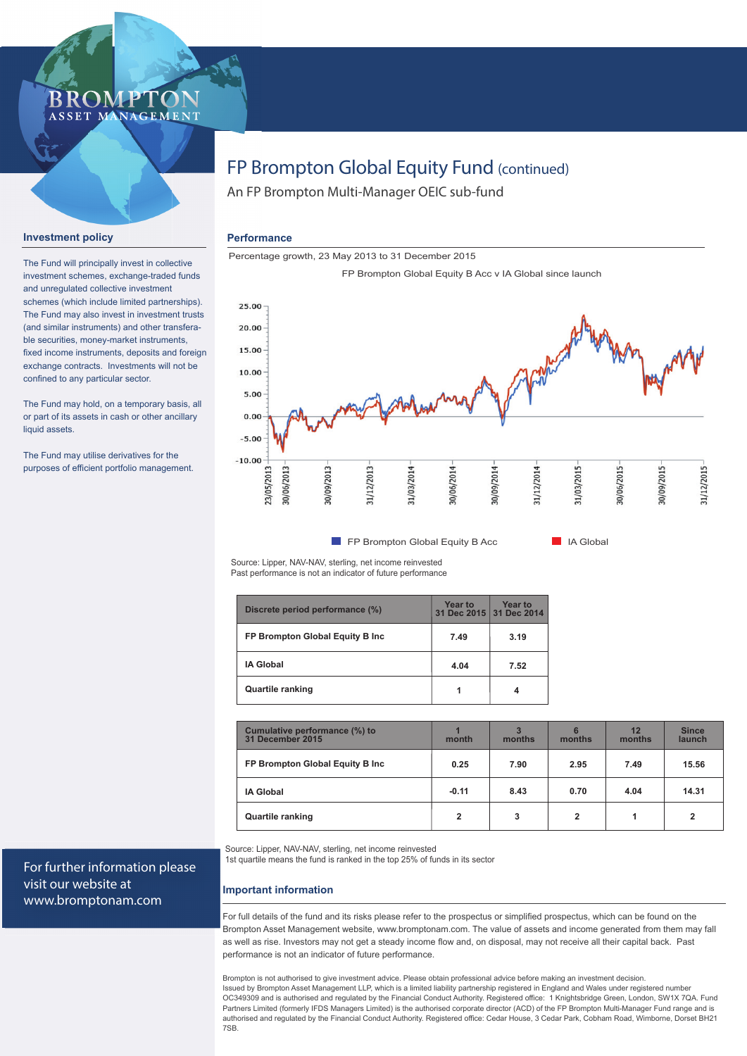BROMPTON
ASSET MANAGEMENT

# FP Brompton Global Equity Fund (continued)

An FP Brompton Multi-Manager OEIC sub-fund

## Investment policy

The Fund will principally invest in collective investment schemes, exchange-traded funds and unregulated collective investment schemes (which include limited partnerships). The Fund may also invest in investment trusts (and similar instruments) and other transferable securities, money-market instruments, fixed income instruments, deposits and foreign exchange contracts. Investments will not be confined to any particular sector.

The Fund may hold, on a temporary basis, all or part of its assets in cash or other ancillary liquid assets.

The Fund may utilise derivatives for the purposes of efficient portfolio management.

For further information please visit our website at www.bromptonam.com

## Performance

Percentage growth, 23 May 2013 to 31 December 2015

FP Brompton Global Equity B Acc v IA Global since launch

25.00
20.00
15.00
10.00
5.00
0.00
-5.00
-10.00

23/05/2013
30/06/2013
30/09/2013
31/12/2013
31/03/2014
30/06/2014
30/09/2014
31/12/2014
31/03/2015
30/06/2015
30/09/2015
31/12/2015

FP Brompton Global Equity B Acc
IA Global

Source: Lipper, NAV-NAV, sterling, net income reinvested
Past performance is not an indicator of future performance

| Discrete period performance (%) | Year to 31 Dec 2015 | Year to 31 Dec 2014 |
|---|---|---|
| FP Brompton Global Equity B Inc | 7.49 | 3.19 |
| IA Global | 4.04 | 7.52 |
| Quartile ranking | 1 | 4 |

| Cumulative performance (%) to 31 December 2015 | 1 month | 3 months | 6 months | 12 months | Since launch |
|---|---|---|---|---|---|
| FP Brompton Global Equity B Inc | 0.25 | 7.90 | 2.95 | 7.49 | 15.56 |
| IA Global | -0.11 | 8.43 | 0.70 | 4.04 | 14.31 |
| Quartile ranking | 2 | 3 | 2 | 1 | 2 |

Source: Lipper, NAV-NAV, sterling, net income reinvested
1st quartile means the fund is ranked in the top 25% of funds in its sector

## Important information

For full details of the fund and its risks please refer to the prospectus or simplified prospectus, which can be found on the Brompton Asset Management website, www.bromptonam.com. The value of assets and income generated from them may fall as well as rise. Investors may not get a steady income flow and, on disposal, may not receive all their capital back. Past performance is not an indicator of future performance.

Brompton is not authorised to give investment advice. Please obtain professional advice before making an investment decision.
Issued by Brompton Asset Management LLP, which is a limited liability partnership registered in England and Wales under registered number OC349309 and is authorised and regulated by the Financial Conduct Authority. Registered office: 1 Knightsbridge Green, London, SW1X 7QA. Fund Partners Limited (formerly IFDS Managers Limited) is the authorised corporate director (ACD) of the FP Brompton Multi-Manager Fund range and is authorised and regulated by the Financial Conduct Authority. Registered office: Cedar House, 3 Cedar Park, Cobham Road, Wimborne, Dorset BH21 7SB.